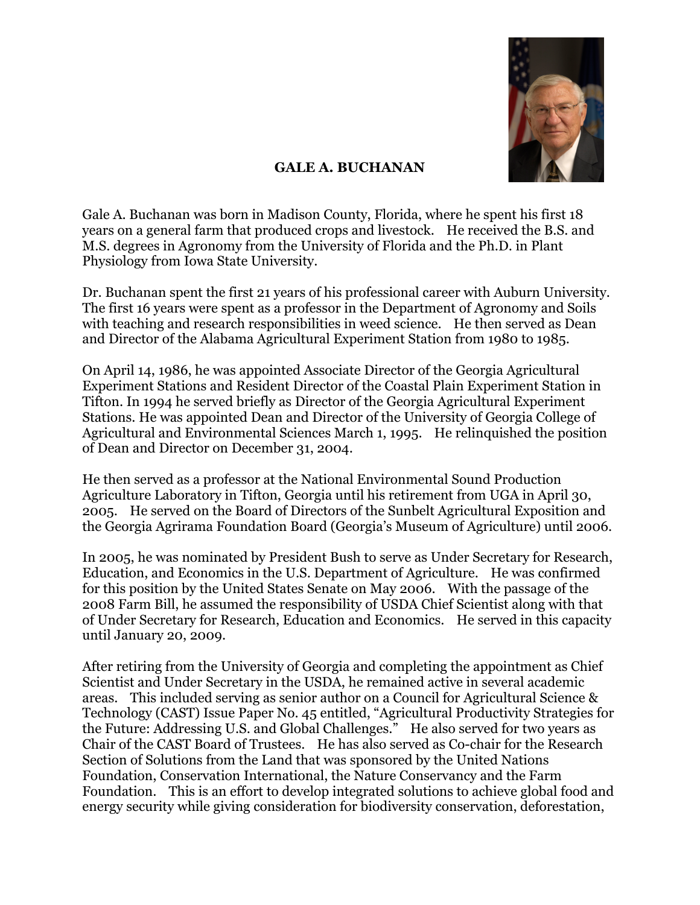# GALE A. BUCHANAN

Gale A. Buchanan was born in Madison County, Florida, where he spent his first 18 years on a general farm that produced crops and livestock. He received the B.S. and M.S. degrees in Agronomy from the University of Florida and the Ph.D. in Plant Physiology from Iowa State University.

Dr. Buchanan spent the first 21 years of his professional career with Auburn University. The first 16 years were spent as a professor in the Department of Agronomy and Soils with teaching and research responsibilities in weed science. He then served as Dean and Director of the Alabama Agricultural Experiment Station from 1980 to 1985.

On April 14, 1986, he was appointed Associate Director of the Georgia Agricultural Experiment Stations and Resident Director of the Coastal Plain Experiment Station in Tifton. In 1994 he served briefly as Director of the Georgia Agricultural Experiment Stations. He was appointed Dean and Director of the University of Georgia College of Agricultural and Environmental Sciences March 1, 1995. He relinquished the position of Dean and Director on December 31, 2004.

He then served as a professor at the National Environmental Sound Production Agriculture Laboratory in Tifton, Georgia until his retirement from UGA in April 30, 2005. He served on the Board of Directors of the Sunbelt Agricultural Exposition and the Georgia Agrirama Foundation Board (Georgia's Museum of Agriculture) until 2006.

In 2005, he was nominated by President Bush to serve as Under Secretary for Research, Education, and Economics in the U.S. Department of Agriculture. He was confirmed for this position by the United States Senate on May 2006. With the passage of the 2008 Farm Bill, he assumed the responsibility of USDA Chief Scientist along with that of Under Secretary for Research, Education and Economics. He served in this capacity until January 20, 2009.

After retiring from the University of Georgia and completing the appointment as Chief Scientist and Under Secretary in the USDA, he remained active in several academic areas. This included serving as senior author on a Council for Agricultural Science & Technology (CAST) Issue Paper No. 45 entitled, "Agricultural Productivity Strategies for the Future: Addressing U.S. and Global Challenges." He also served for two years as Chair of the CAST Board of Trustees. He has also served as Co-chair for the Research Section of Solutions from the Land that was sponsored by the United Nations Foundation, Conservation International, the Nature Conservancy and the Farm Foundation. This is an effort to develop integrated solutions to achieve global food and energy security while giving consideration for biodiversity conservation, deforestation,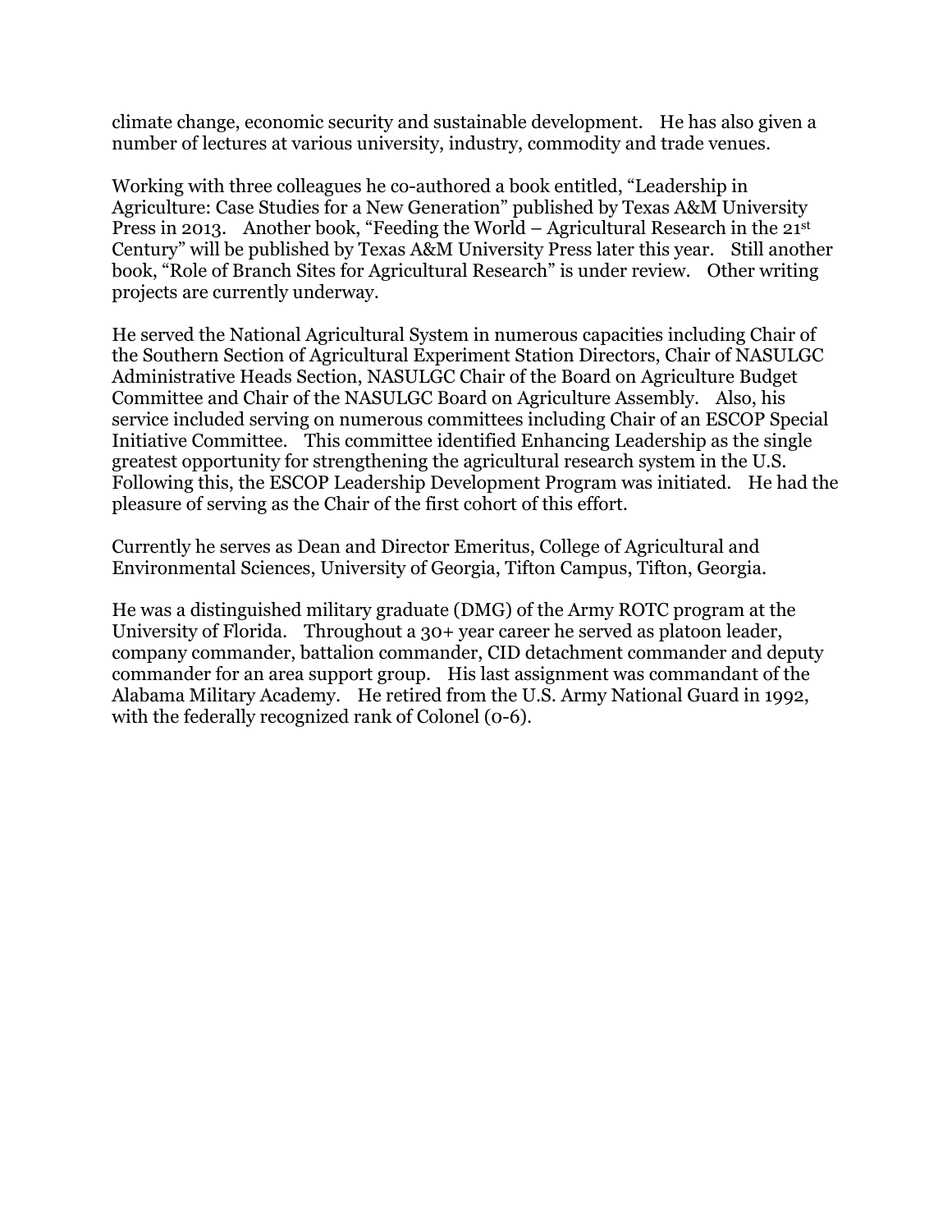climate change, economic security and sustainable development. He has also given a number of lectures at various university, industry, commodity and trade venues.

Working with three colleagues he co-authored a book entitled, "Leadership in Agriculture: Case Studies for a New Generation" published by Texas A&M University Press in 2013. Another book, "Feeding the World – Agricultural Research in the 21st Century" will be published by Texas A&M University Press later this year. Still another book, "Role of Branch Sites for Agricultural Research" is under review. Other writing projects are currently underway.

He served the National Agricultural System in numerous capacities including Chair of the Southern Section of Agricultural Experiment Station Directors, Chair of NASULGC Administrative Heads Section, NASULGC Chair of the Board on Agriculture Budget Committee and Chair of the NASULGC Board on Agriculture Assembly. Also, his service included serving on numerous committees including Chair of an ESCOP Special Initiative Committee. This committee identified Enhancing Leadership as the single greatest opportunity for strengthening the agricultural research system in the U.S. Following this, the ESCOP Leadership Development Program was initiated. He had the pleasure of serving as the Chair of the first cohort of this effort.

Currently he serves as Dean and Director Emeritus, College of Agricultural and Environmental Sciences, University of Georgia, Tifton Campus, Tifton, Georgia.

He was a distinguished military graduate (DMG) of the Army ROTC program at the University of Florida. Throughout a 30+ year career he served as platoon leader, company commander, battalion commander, CID detachment commander and deputy commander for an area support group. His last assignment was commandant of the Alabama Military Academy. He retired from the U.S. Army National Guard in 1992, with the federally recognized rank of Colonel (0-6).